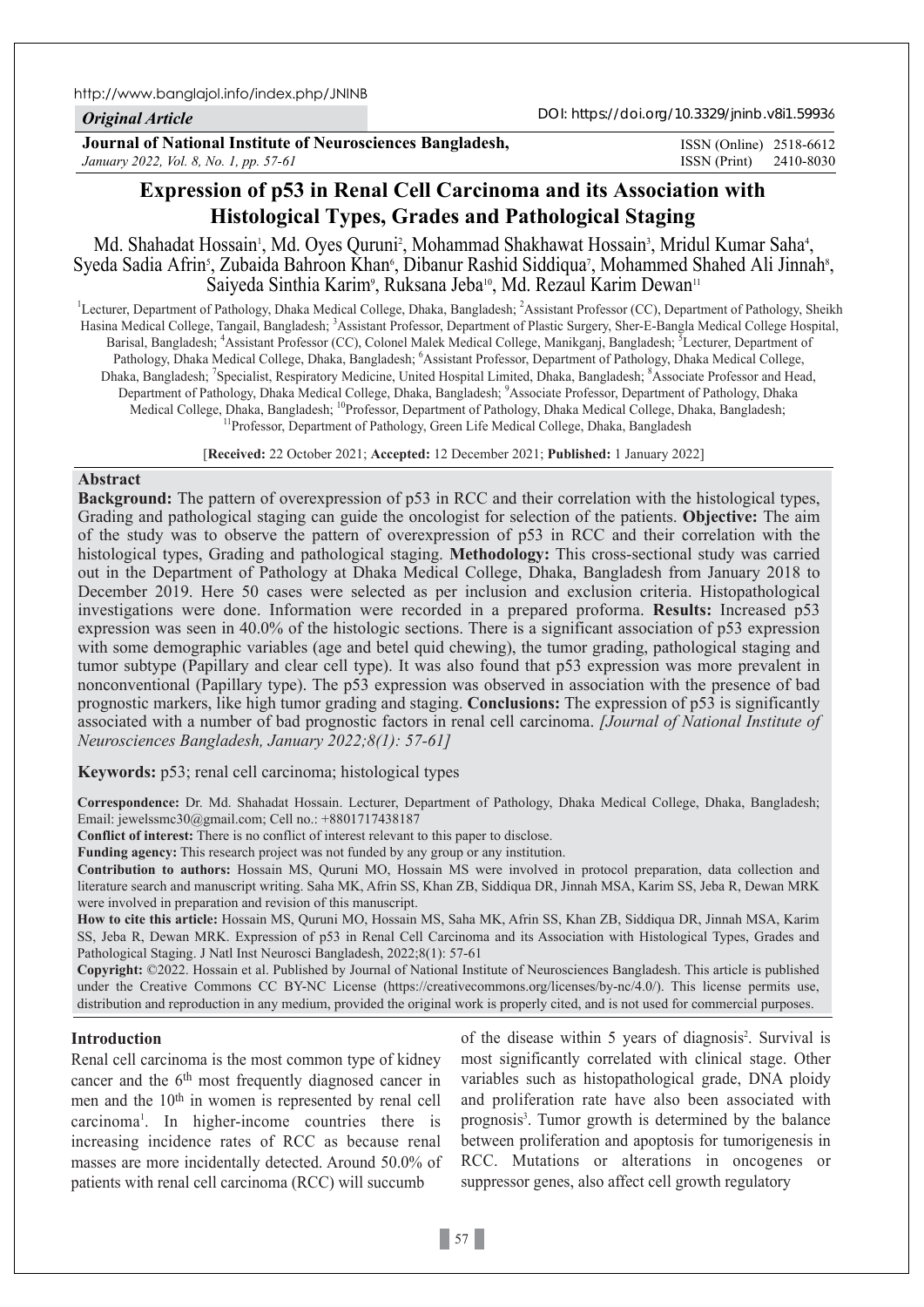http://www.banglajol.info/index.php/JNINB

*Original Article*

DOI: https://doi.org/10.3329/jninb.v8i1.59936

**Journal of National Institute of Neurosciences Bangladesh,**
*January 2022, Vol. 8, No. 1, pp. 57-61*

ISSN (Online) 2518-6612
ISSN (Print) 2410-8030

# Expression of p53 in Renal Cell Carcinoma and its Association with Histological Types, Grades and Pathological Staging

Md. Shahadat Hossain[1], Md. Oyes Quruni[2], Mohammad Shakhawat Hossain[3], Mridul Kumar Saha[4], Syeda Sadia Afrin[5], Zubaida Bahroon Khan[6], Dibanur Rashid Siddiqua[7], Mohammed Shahed Ali Jinnah[8], Saiyeda Sinthia Karim[9], Ruksana Jeba[10], Md. Rezaul Karim Dewan[11]

[1]Lecturer, Department of Pathology, Dhaka Medical College, Dhaka, Bangladesh; [2]Assistant Professor (CC), Department of Pathology, Sheikh Hasina Medical College, Tangail, Bangladesh; [3]Assistant Professor, Department of Plastic Surgery, Sher-E-Bangla Medical College Hospital, Barisal, Bangladesh; [4]Assistant Professor (CC), Colonel Malek Medical College, Manikganj, Bangladesh; [5]Lecturer, Department of Pathology, Dhaka Medical College, Dhaka, Bangladesh; [6]Assistant Professor, Department of Pathology, Dhaka Medical College, Dhaka, Bangladesh; [7]Specialist, Respiratory Medicine, United Hospital Limited, Dhaka, Bangladesh; [8]Associate Professor and Head, Department of Pathology, Dhaka Medical College, Dhaka, Bangladesh; [9]Associate Professor, Department of Pathology, Dhaka Medical College, Dhaka, Bangladesh; [10]Professor, Department of Pathology, Dhaka Medical College, Dhaka, Bangladesh; [11]Professor, Department of Pathology, Green Life Medical College, Dhaka, Bangladesh

[**Received:** 22 October 2021; **Accepted:** 12 December 2021; **Published:** 1 January 2022]

## Abstract

**Background:** The pattern of overexpression of p53 in RCC and their correlation with the histological types, Grading and pathological staging can guide the oncologist for selection of the patients. **Objective:** The aim of the study was to observe the pattern of overexpression of p53 in RCC and their correlation with the histological types, Grading and pathological staging. **Methodology:** This cross-sectional study was carried out in the Department of Pathology at Dhaka Medical College, Dhaka, Bangladesh from January 2018 to December 2019. Here 50 cases were selected as per inclusion and exclusion criteria. Histopathological investigations were done. Information were recorded in a prepared proforma. **Results:** Increased p53 expression was seen in 40.0% of the histologic sections. There is a significant association of p53 expression with some demographic variables (age and betel quid chewing), the tumor grading, pathological staging and tumor subtype (Papillary and clear cell type). It was also found that p53 expression was more prevalent in nonconventional (Papillary type). The p53 expression was observed in association with the presence of bad prognostic markers, like high tumor grading and staging. **Conclusions:** The expression of p53 is significantly associated with a number of bad prognostic factors in renal cell carcinoma. *[Journal of National Institute of Neurosciences Bangladesh, January 2022;8(1): 57-61]*

**Keywords:** p53; renal cell carcinoma; histological types

**Correspondence:** Dr. Md. Shahadat Hossain. Lecturer, Department of Pathology, Dhaka Medical College, Dhaka, Bangladesh; Email: jewelssmc30@gmail.com; Cell no.: +8801717438187

**Conflict of interest:** There is no conflict of interest relevant to this paper to disclose.

**Funding agency:** This research project was not funded by any group or any institution.

**Contribution to authors:** Hossain MS, Quruni MO, Hossain MS were involved in protocol preparation, data collection and literature search and manuscript writing. Saha MK, Afrin SS, Khan ZB, Siddiqua DR, Jinnah MSA, Karim SS, Jeba R, Dewan MRK were involved in preparation and revision of this manuscript.

**How to cite this article:** Hossain MS, Quruni MO, Hossain MS, Saha MK, Afrin SS, Khan ZB, Siddiqua DR, Jinnah MSA, Karim SS, Jeba R, Dewan MRK. Expression of p53 in Renal Cell Carcinoma and its Association with Histological Types, Grades and Pathological Staging. J Natl Inst Neurosci Bangladesh, 2022;8(1): 57-61

**Copyright:** ©2022. Hossain et al. Published by Journal of National Institute of Neurosciences Bangladesh. This article is published under the Creative Commons CC BY-NC License (https://creativecommons.org/licenses/by-nc/4.0/). This license permits use, distribution and reproduction in any medium, provided the original work is properly cited, and is not used for commercial purposes.

## Introduction

Renal cell carcinoma is the most common type of kidney cancer and the 6th most frequently diagnosed cancer in men and the 10th in women is represented by renal cell carcinoma[1]. In higher-income countries there is increasing incidence rates of RCC as because renal masses are more incidentally detected. Around 50.0% of patients with renal cell carcinoma (RCC) will succumb of the disease within 5 years of diagnosis[2]. Survival is most significantly correlated with clinical stage. Other variables such as histopathological grade, DNA ploidy and proliferation rate have also been associated with prognosis[3]. Tumor growth is determined by the balance between proliferation and apoptosis for tumorigenesis in RCC. Mutations or alterations in oncogenes or suppressor genes, also affect cell growth regulatory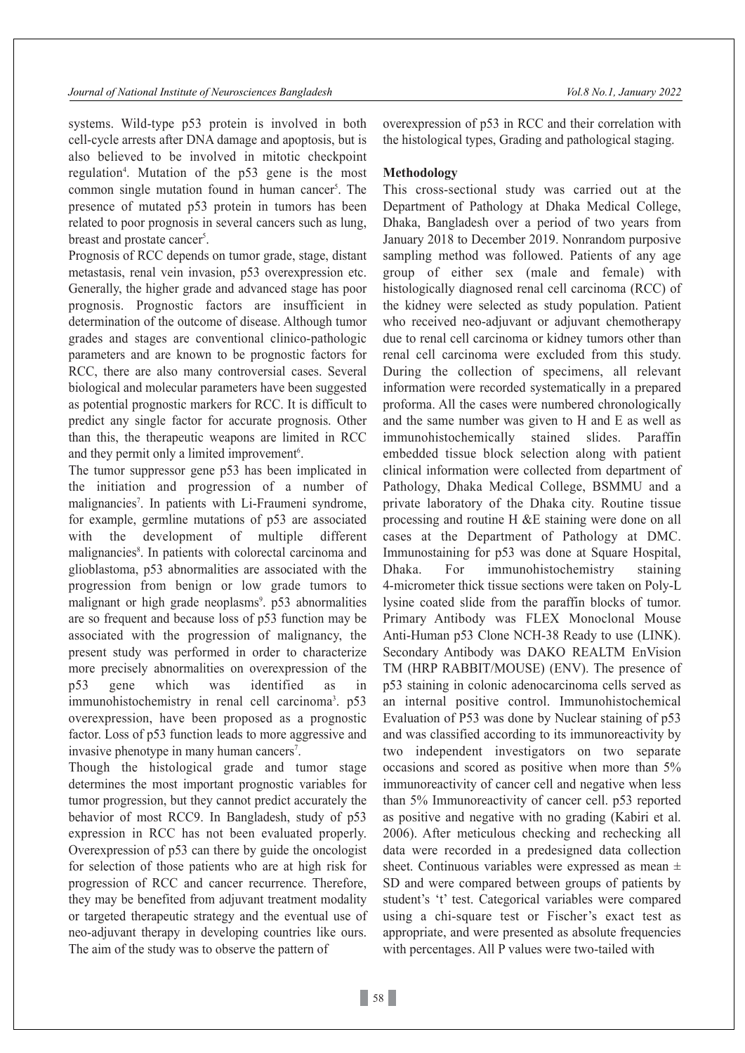systems. Wild-type p53 protein is involved in both cell-cycle arrests after DNA damage and apoptosis, but is also believed to be involved in mitotic checkpoint regulation[4]. Mutation of the p53 gene is the most common single mutation found in human cancer[5]. The presence of mutated p53 protein in tumors has been related to poor prognosis in several cancers such as lung, breast and prostate cancer[5].

Prognosis of RCC depends on tumor grade, stage, distant metastasis, renal vein invasion, p53 overexpression etc. Generally, the higher grade and advanced stage has poor prognosis. Prognostic factors are insufficient in determination of the outcome of disease. Although tumor grades and stages are conventional clinico-pathologic parameters and are known to be prognostic factors for RCC, there are also many controversial cases. Several biological and molecular parameters have been suggested as potential prognostic markers for RCC. It is difficult to predict any single factor for accurate prognosis. Other than this, the therapeutic weapons are limited in RCC and they permit only a limited improvement[6].

The tumor suppressor gene p53 has been implicated in the initiation and progression of a number of malignancies[7]. In patients with Li-Fraumeni syndrome, for example, germline mutations of p53 are associated with the development of multiple different malignancies[8]. In patients with colorectal carcinoma and glioblastoma, p53 abnormalities are associated with the progression from benign or low grade tumors to malignant or high grade neoplasms[9]. p53 abnormalities are so frequent and because loss of p53 function may be associated with the progression of malignancy, the present study was performed in order to characterize more precisely abnormalities on overexpression of the p53 gene which was identified as in immunohistochemistry in renal cell carcinoma[3]. p53 overexpression, have been proposed as a prognostic factor. Loss of p53 function leads to more aggressive and invasive phenotype in many human cancers[7].

Though the histological grade and tumor stage determines the most important prognostic variables for tumor progression, but they cannot predict accurately the behavior of most RCC9. In Bangladesh, study of p53 expression in RCC has not been evaluated properly. Overexpression of p53 can there by guide the oncologist for selection of those patients who are at high risk for progression of RCC and cancer recurrence. Therefore, they may be benefited from adjuvant treatment modality or targeted therapeutic strategy and the eventual use of neo-adjuvant therapy in developing countries like ours. The aim of the study was to observe the pattern of overexpression of p53 in RCC and their correlation with the histological types, Grading and pathological staging.

## Methodology

This cross-sectional study was carried out at the Department of Pathology at Dhaka Medical College, Dhaka, Bangladesh over a period of two years from January 2018 to December 2019. Nonrandom purposive sampling method was followed. Patients of any age group of either sex (male and female) with histologically diagnosed renal cell carcinoma (RCC) of the kidney were selected as study population. Patient who received neo-adjuvant or adjuvant chemotherapy due to renal cell carcinoma or kidney tumors other than renal cell carcinoma were excluded from this study. During the collection of specimens, all relevant information were recorded systematically in a prepared proforma. All the cases were numbered chronologically and the same number was given to H and E as well as immunohistochemically stained slides. Paraffin embedded tissue block selection along with patient clinical information were collected from department of Pathology, Dhaka Medical College, BSMMU and a private laboratory of the Dhaka city. Routine tissue processing and routine H &E staining were done on all cases at the Department of Pathology at DMC. Immunostaining for p53 was done at Square Hospital, Dhaka. For immunohistochemistry staining 4-micrometer thick tissue sections were taken on Poly-L lysine coated slide from the paraffin blocks of tumor. Primary Antibody was FLEX Monoclonal Mouse Anti-Human p53 Clone NCH-38 Ready to use (LINK). Secondary Antibody was DAKO REALTM EnVision TM (HRP RABBIT/MOUSE) (ENV). The presence of p53 staining in colonic adenocarcinoma cells served as an internal positive control. Immunohistochemical Evaluation of P53 was done by Nuclear staining of p53 and was classified according to its immunoreactivity by two independent investigators on two separate occasions and scored as positive when more than 5% immunoreactivity of cancer cell and negative when less than 5% Immunoreactivity of cancer cell. p53 reported as positive and negative with no grading (Kabiri et al. 2006). After meticulous checking and rechecking all data were recorded in a predesigned data collection sheet. Continuous variables were expressed as mean ± SD and were compared between groups of patients by student's 't' test. Categorical variables were compared using a chi-square test or Fischer's exact test as appropriate, and were presented as absolute frequencies with percentages. All P values were two-tailed with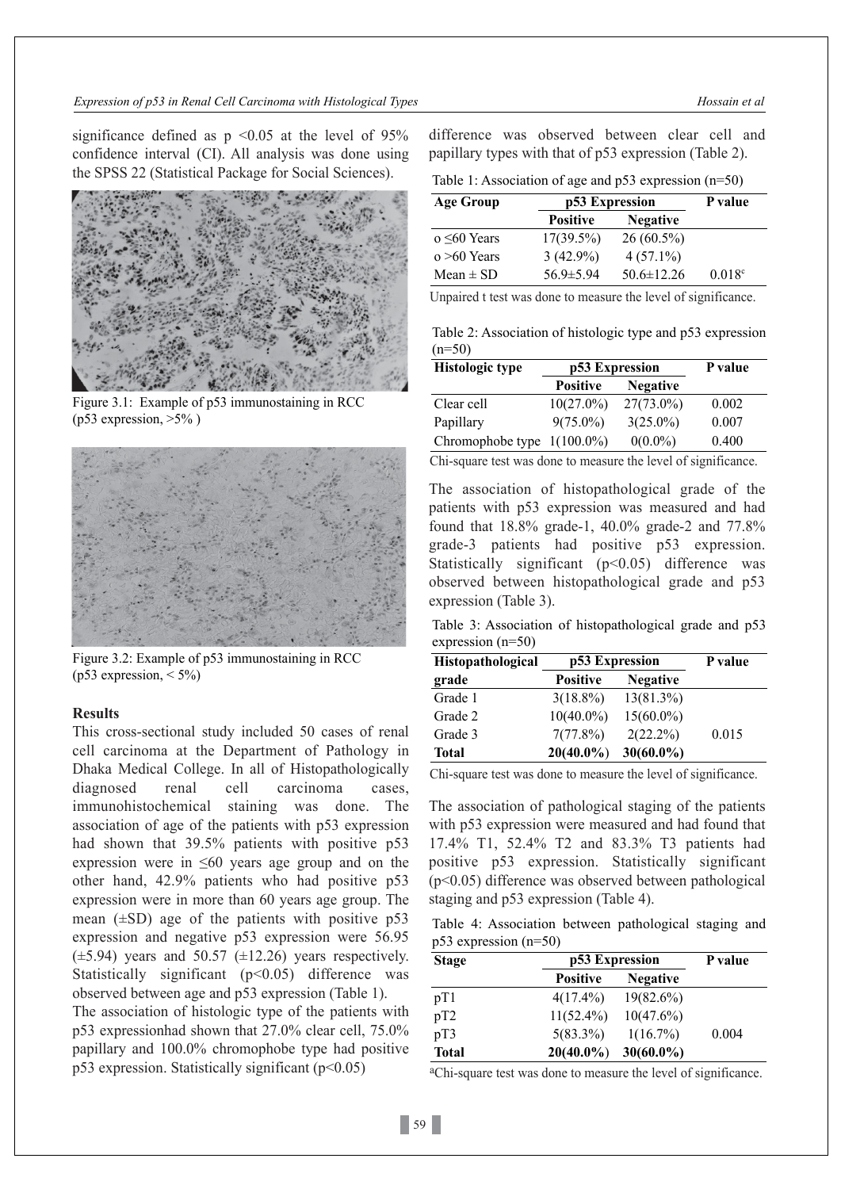significance defined as $p < 0.05$ at the level of 95% confidence interval (CI). All analysis was done using the SPSS 22 (Statistical Package for Social Sciences).

Figure 3.1: Example of p53 immunostaining in RCC (p53 expression, >5% )

Figure 3.2: Example of p53 immunostaining in RCC (p53 expression, < 5%)

## Results

This cross-sectional study included 50 cases of renal cell carcinoma at the Department of Pathology in Dhaka Medical College. In all of Histopathologically diagnosed renal cell carcinoma cases, immunohistochemical staining was done. The association of age of the patients with p53 expression had shown that 39.5% patients with positive p53 expression were in ≤60 years age group and on the other hand, 42.9% patients who had positive p53 expression were in more than 60 years age group. The mean (±SD) age of the patients with positive p53 expression and negative p53 expression were 56.95 (±5.94) years and 50.57 (±12.26) years respectively. Statistically significant ($p<0.05$) difference was observed between age and p53 expression (Table 1).

The association of histologic type of the patients with p53 expressionhad shown that 27.0% clear cell, 75.0% papillary and 100.0% chromophobe type had positive p53 expression. Statistically significant ($p<0.05$) difference was observed between clear cell and papillary types with that of p53 expression (Table 2).

Table 1: Association of age and p53 expression (n=50)

| Age Group | p53 Expression | | P value |
|---|---|---|---|
| | Positive | Negative | |
| o ≤60 Years | 17(39.5%) | 26 (60.5%) | |
| o >60 Years | 3 (42.9%) | 4 (57.1%) | |
| Mean ± SD | 56.9±5.94 | 50.6±12.26 | 0.018[c] |

Unpaired t test was done to measure the level of significance.

Table 2: Association of histologic type and p53 expression (n=50)

| Histologic type | p53 Expression | | P value |
|---|---|---|---|
| | Positive | Negative | |
| Clear cell | 10(27.0%) | 27(73.0%) | 0.002 |
| Papillary | 9(75.0%) | 3(25.0%) | 0.007 |
| Chromophobe type | 1(100.0%) | 0(0.0%) | 0.400 |

Chi-square test was done to measure the level of significance.

The association of histopathological grade of the patients with p53 expression was measured and had found that 18.8% grade-1, 40.0% grade-2 and 77.8% grade-3 patients had positive p53 expression. Statistically significant ($p<0.05$) difference was observed between histopathological grade and p53 expression (Table 3).

Table 3: Association of histopathological grade and p53 expression (n=50)

| Histopathological grade | p53 Expression | | P value |
|---|---|---|---|
| | Positive | Negative | |
| Grade 1 | 3(18.8%) | 13(81.3%) | |
| Grade 2 | 10(40.0%) | 15(60.0%) | |
| Grade 3 | 7(77.8%) | 2(22.2%) | 0.015 |
| **Total** | **20(40.0%)** | **30(60.0%)** | |

Chi-square test was done to measure the level of significance.

The association of pathological staging of the patients with p53 expression were measured and had found that 17.4% T1, 52.4% T2 and 83.3% T3 patients had positive p53 expression. Statistically significant ($p<0.05$) difference was observed between pathological staging and p53 expression (Table 4).

Table 4: Association between pathological staging and p53 expression (n=50)

| Stage | p53 Expression | | P value |
|---|---|---|---|
| | Positive | Negative | |
| pT1 | 4(17.4%) | 19(82.6%) | |
| pT2 | 11(52.4%) | 10(47.6%) | |
| pT3 | 5(83.3%) | 1(16.7%) | 0.004 |
| **Total** | **20(40.0%)** | **30(60.0%)** | |

[a]Chi-square test was done to measure the level of significance.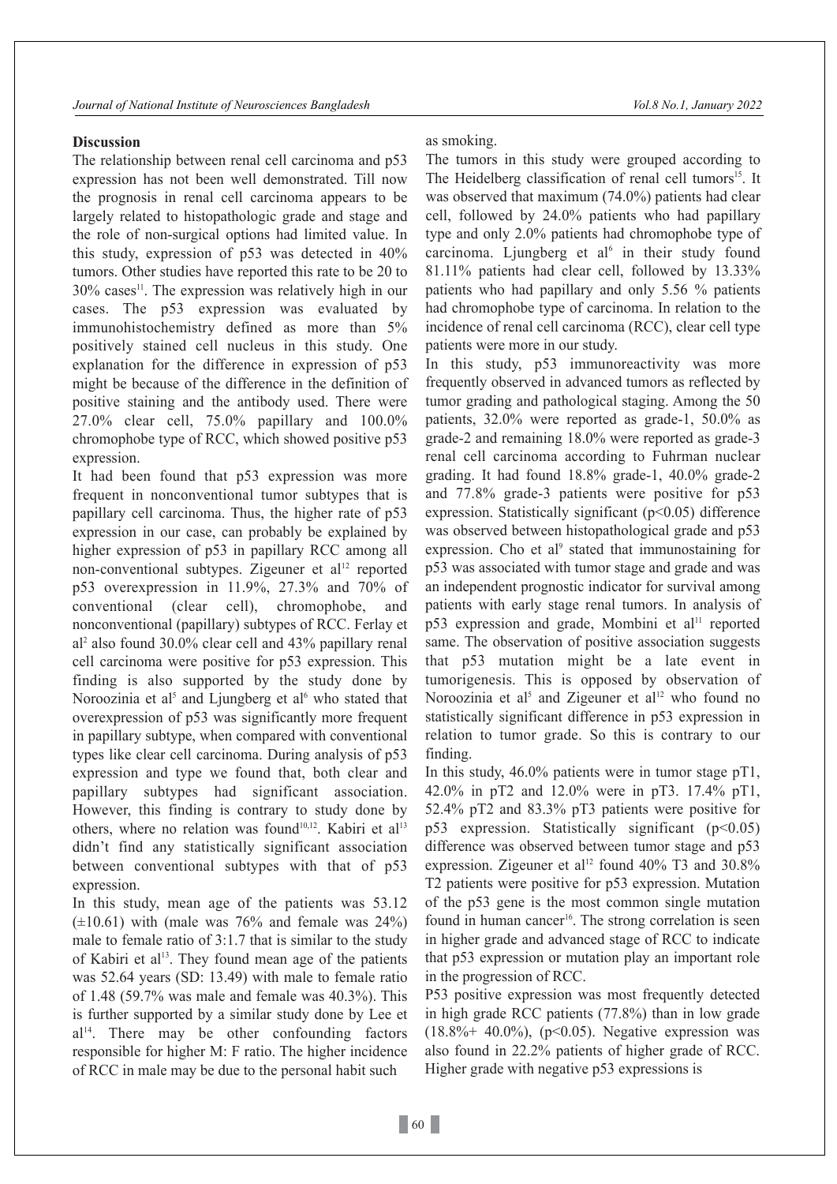## Discussion

The relationship between renal cell carcinoma and p53 expression has not been well demonstrated. Till now the prognosis in renal cell carcinoma appears to be largely related to histopathologic grade and stage and the role of non-surgical options had limited value. In this study, expression of p53 was detected in 40% tumors. Other studies have reported this rate to be 20 to 30% cases[11]. The expression was relatively high in our cases. The p53 expression was evaluated by immunohistochemistry defined as more than 5% positively stained cell nucleus in this study. One explanation for the difference in expression of p53 might be because of the difference in the definition of positive staining and the antibody used. There were 27.0% clear cell, 75.0% papillary and 100.0% chromophobe type of RCC, which showed positive p53 expression.

It had been found that p53 expression was more frequent in nonconventional tumor subtypes that is papillary cell carcinoma. Thus, the higher rate of p53 expression in our case, can probably be explained by higher expression of p53 in papillary RCC among all non-conventional subtypes. Zigeuner et al[12] reported p53 overexpression in 11.9%, 27.3% and 70% of conventional (clear cell), chromophobe, and nonconventional (papillary) subtypes of RCC. Ferlay et al[2] also found 30.0% clear cell and 43% papillary renal cell carcinoma were positive for p53 expression. This finding is also supported by the study done by Noroozinia et al[5] and Ljungberg et al[6] who stated that overexpression of p53 was significantly more frequent in papillary subtype, when compared with conventional types like clear cell carcinoma. During analysis of p53 expression and type we found that, both clear and papillary subtypes had significant association. However, this finding is contrary to study done by others, where no relation was found[10,12]. Kabiri et al[13] didn't find any statistically significant association between conventional subtypes with that of p53 expression.

In this study, mean age of the patients was 53.12 (±10.61) with (male was 76% and female was 24%) male to female ratio of 3:1.7 that is similar to the study of Kabiri et al[13]. They found mean age of the patients was 52.64 years (SD: 13.49) with male to female ratio of 1.48 (59.7% was male and female was 40.3%). This is further supported by a similar study done by Lee et al[14]. There may be other confounding factors responsible for higher M: F ratio. The higher incidence of RCC in male may be due to the personal habit such as smoking.

The tumors in this study were grouped according to The Heidelberg classification of renal cell tumors[15]. It was observed that maximum (74.0%) patients had clear cell, followed by 24.0% patients who had papillary type and only 2.0% patients had chromophobe type of carcinoma. Ljungberg et al[6] in their study found 81.11% patients had clear cell, followed by 13.33% patients who had papillary and only 5.56 % patients had chromophobe type of carcinoma. In relation to the incidence of renal cell carcinoma (RCC), clear cell type patients were more in our study.

In this study, p53 immunoreactivity was more frequently observed in advanced tumors as reflected by tumor grading and pathological staging. Among the 50 patients, 32.0% were reported as grade-1, 50.0% as grade-2 and remaining 18.0% were reported as grade-3 renal cell carcinoma according to Fuhrman nuclear grading. It had found 18.8% grade-1, 40.0% grade-2 and 77.8% grade-3 patients were positive for p53 expression. Statistically significant ($p<0.05$) difference was observed between histopathological grade and p53 expression. Cho et al[9] stated that immunostaining for p53 was associated with tumor stage and grade and was an independent prognostic indicator for survival among patients with early stage renal tumors. In analysis of p53 expression and grade, Mombini et al[11] reported same. The observation of positive association suggests that p53 mutation might be a late event in tumorigenesis. This is opposed by observation of Noroozinia et al[5] and Zigeuner et al[12] who found no statistically significant difference in p53 expression in relation to tumor grade. So this is contrary to our finding.

In this study, 46.0% patients were in tumor stage pT1, 42.0% in pT2 and 12.0% were in pT3. 17.4% pT1, 52.4% pT2 and 83.3% pT3 patients were positive for p53 expression. Statistically significant ($p<0.05$) difference was observed between tumor stage and p53 expression. Zigeuner et al[12] found 40% T3 and 30.8% T2 patients were positive for p53 expression. Mutation of the p53 gene is the most common single mutation found in human cancer[16]. The strong correlation is seen in higher grade and advanced stage of RCC to indicate that p53 expression or mutation play an important role in the progression of RCC.

P53 positive expression was most frequently detected in high grade RCC patients (77.8%) than in low grade (18.8%+ 40.0%), ($p<0.05$). Negative expression was also found in 22.2% patients of higher grade of RCC. Higher grade with negative p53 expressions is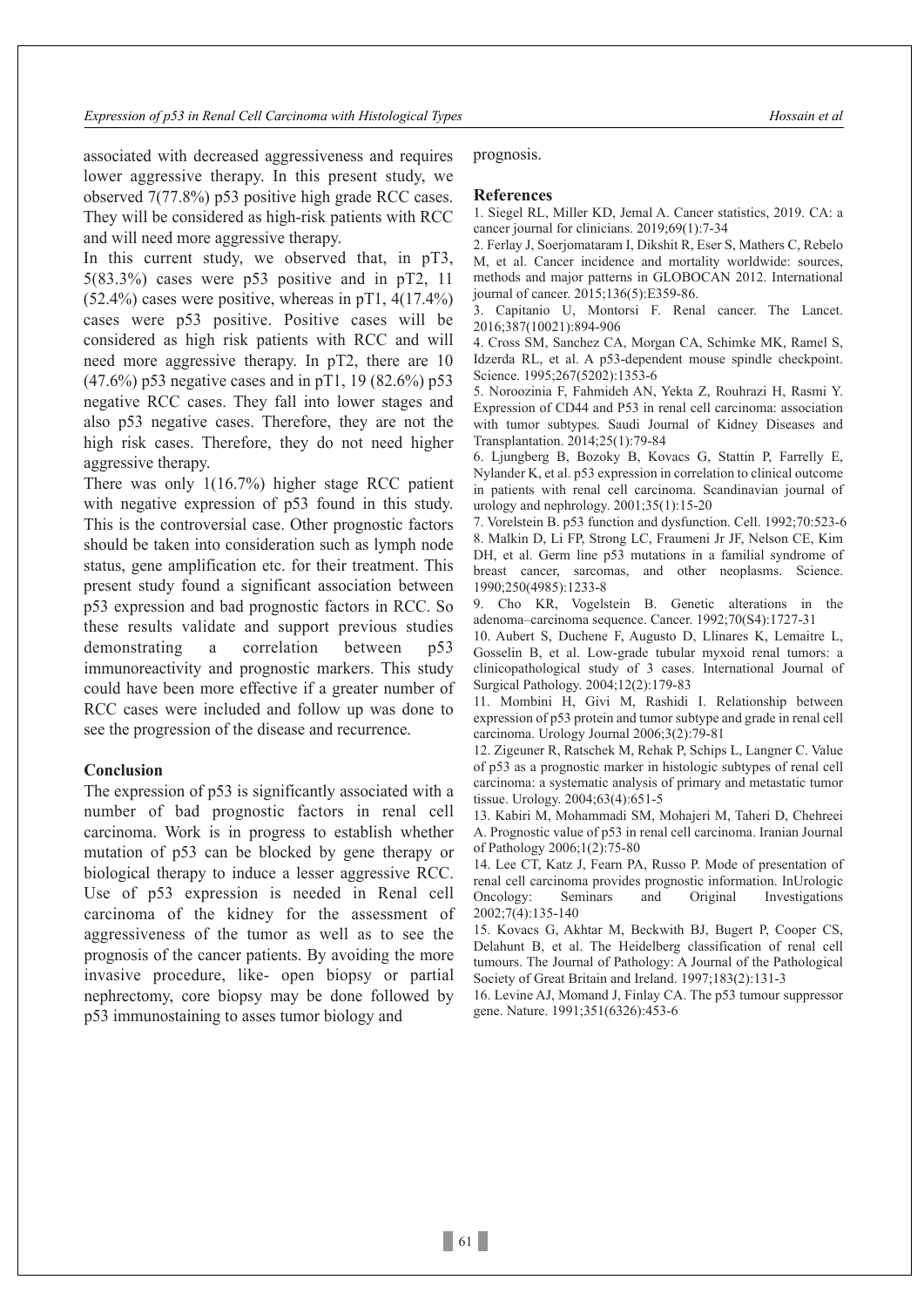associated with decreased aggressiveness and requires lower aggressive therapy. In this present study, we observed 7(77.8%) p53 positive high grade RCC cases. They will be considered as high-risk patients with RCC and will need more aggressive therapy.

In this current study, we observed that, in pT3, 5(83.3%) cases were p53 positive and in pT2, 11 (52.4%) cases were positive, whereas in pT1, 4(17.4%) cases were p53 positive. Positive cases will be considered as high risk patients with RCC and will need more aggressive therapy. In pT2, there are 10 (47.6%) p53 negative cases and in pT1, 19 (82.6%) p53 negative RCC cases. They fall into lower stages and also p53 negative cases. Therefore, they are not the high risk cases. Therefore, they do not need higher aggressive therapy.

There was only 1(16.7%) higher stage RCC patient with negative expression of p53 found in this study. This is the controversial case. Other prognostic factors should be taken into consideration such as lymph node status, gene amplification etc. for their treatment. This present study found a significant association between p53 expression and bad prognostic factors in RCC. So these results validate and support previous studies demonstrating a correlation between p53 immunoreactivity and prognostic markers. This study could have been more effective if a greater number of RCC cases were included and follow up was done to see the progression of the disease and recurrence.

## Conclusion

The expression of p53 is significantly associated with a number of bad prognostic factors in renal cell carcinoma. Work is in progress to establish whether mutation of p53 can be blocked by gene therapy or biological therapy to induce a lesser aggressive RCC. Use of p53 expression is needed in Renal cell carcinoma of the kidney for the assessment of aggressiveness of the tumor as well as to see the prognosis of the cancer patients. By avoiding the more invasive procedure, like- open biopsy or partial nephrectomy, core biopsy may be done followed by p53 immunostaining to asses tumor biology and prognosis.

## References

1. Siegel RL, Miller KD, Jemal A. Cancer statistics, 2019. CA: a cancer journal for clinicians. 2019;69(1):7-34
2. Ferlay J, Soerjomataram I, Dikshit R, Eser S, Mathers C, Rebelo M, et al. Cancer incidence and mortality worldwide: sources, methods and major patterns in GLOBOCAN 2012. International journal of cancer. 2015;136(5):E359-86.
3. Capitanio U, Montorsi F. Renal cancer. The Lancet. 2016;387(10021):894-906
4. Cross SM, Sanchez CA, Morgan CA, Schimke MK, Ramel S, Idzerda RL, et al. A p53-dependent mouse spindle checkpoint. Science. 1995;267(5202):1353-6
5. Noroozinia F, Fahmideh AN, Yekta Z, Rouhrazi H, Rasmi Y. Expression of CD44 and P53 in renal cell carcinoma: association with tumor subtypes. Saudi Journal of Kidney Diseases and Transplantation. 2014;25(1):79-84
6. Ljungberg B, Bozoky B, Kovacs G, Stattin P, Farrelly E, Nylander K, et al. p53 expression in correlation to clinical outcome in patients with renal cell carcinoma. Scandinavian journal of urology and nephrology. 2001;35(1):15-20
7. Vorelstein B. p53 function and dysfunction. Cell. 1992;70:523-6
8. Malkin D, Li FP, Strong LC, Fraumeni Jr JF, Nelson CE, Kim DH, et al. Germ line p53 mutations in a familial syndrome of breast cancer, sarcomas, and other neoplasms. Science. 1990;250(4985):1233-8
9. Cho KR, Vogelstein B. Genetic alterations in the adenoma–carcinoma sequence. Cancer. 1992;70(S4):1727-31
10. Aubert S, Duchene F, Augusto D, Llinares K, Lemaitre L, Gosselin B, et al. Low-grade tubular myxoid renal tumors: a clinicopathological study of 3 cases. International Journal of Surgical Pathology. 2004;12(2):179-83
11. Mombini H, Givi M, Rashidi I. Relationship between expression of p53 protein and tumor subtype and grade in renal cell carcinoma. Urology Journal 2006;3(2):79-81
12. Zigeuner R, Ratschek M, Rehak P, Schips L, Langner C. Value of p53 as a prognostic marker in histologic subtypes of renal cell carcinoma: a systematic analysis of primary and metastatic tumor tissue. Urology. 2004;63(4):651-5
13. Kabiri M, Mohammadi SM, Mohajeri M, Taheri D, Chehreei A. Prognostic value of p53 in renal cell carcinoma. Iranian Journal of Pathology 2006;1(2):75-80
14. Lee CT, Katz J, Fearn PA, Russo P. Mode of presentation of renal cell carcinoma provides prognostic information. InUrologic Oncology: Seminars and Original Investigations 2002;7(4):135-140
15. Kovacs G, Akhtar M, Beckwith BJ, Bugert P, Cooper CS, Delahunt B, et al. The Heidelberg classification of renal cell tumours. The Journal of Pathology: A Journal of the Pathological Society of Great Britain and Ireland. 1997;183(2):131-3
16. Levine AJ, Momand J, Finlay CA. The p53 tumour suppressor gene. Nature. 1991;351(6326):453-6